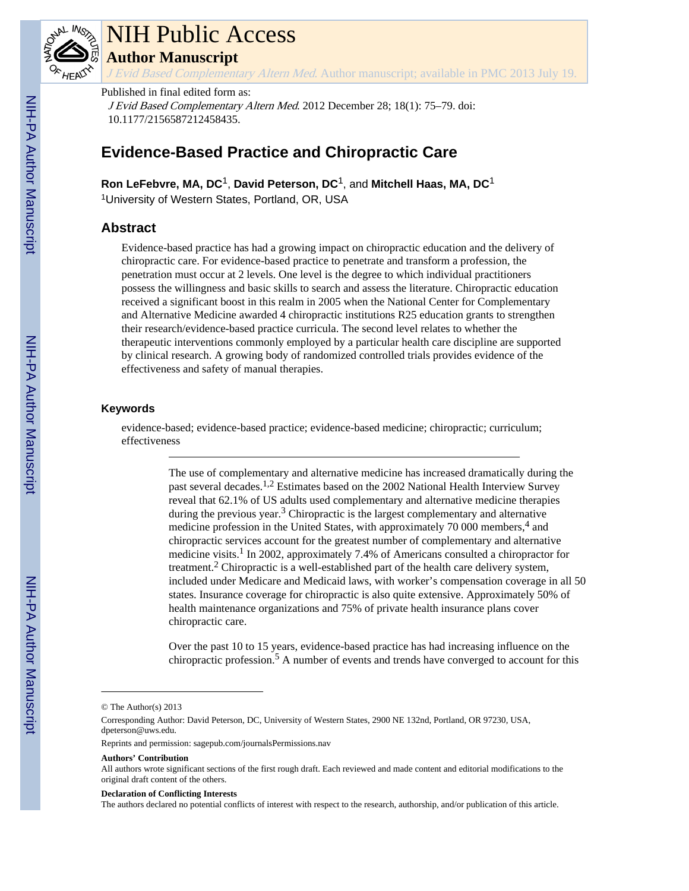# NIH Public Access

## Author Manuscript

*J Evid Based Complementary Altern Med*. Author manuscript; available in PMC 2013 July 19.

Published in final edited form as:

*J Evid Based Complementary Altern Med*. 2012 December 28; 18(1): 75–79. doi: 10.1177/2156587212458435.

# Evidence-Based Practice and Chiropractic Care

**Ron LeFebvre, MA, DC**[1], **David Peterson, DC**[1], and **Mitchell Haas, MA, DC**[1]

[1]University of Western States, Portland, OR, USA

## Abstract

Evidence-based practice has had a growing impact on chiropractic education and the delivery of chiropractic care. For evidence-based practice to penetrate and transform a profession, the penetration must occur at 2 levels. One level is the degree to which individual practitioners possess the willingness and basic skills to search and assess the literature. Chiropractic education received a significant boost in this realm in 2005 when the National Center for Complementary and Alternative Medicine awarded 4 chiropractic institutions R25 education grants to strengthen their research/evidence-based practice curricula. The second level relates to whether the therapeutic interventions commonly employed by a particular health care discipline are supported by clinical research. A growing body of randomized controlled trials provides evidence of the effectiveness and safety of manual therapies.

### Keywords

evidence-based; evidence-based practice; evidence-based medicine; chiropractic; curriculum; effectiveness

---

The use of complementary and alternative medicine has increased dramatically during the past several decades.[1,2] Estimates based on the 2002 National Health Interview Survey reveal that 62.1% of US adults used complementary and alternative medicine therapies during the previous year.[3] Chiropractic is the largest complementary and alternative medicine profession in the United States, with approximately 70 000 members,[4] and chiropractic services account for the greatest number of complementary and alternative medicine visits.[1] In 2002, approximately 7.4% of Americans consulted a chiropractor for treatment.[2] Chiropractic is a well-established part of the health care delivery system, included under Medicare and Medicaid laws, with worker's compensation coverage in all 50 states. Insurance coverage for chiropractic is also quite extensive. Approximately 50% of health maintenance organizations and 75% of private health insurance plans cover chiropractic care.

Over the past 10 to 15 years, evidence-based practice has had increasing influence on the chiropractic profession.[5] A number of events and trends have converged to account for this

---

© The Author(s) 2013

Corresponding Author: David Peterson, DC, University of Western States, 2900 NE 132nd, Portland, OR 97230, USA, dpeterson@uws.edu.

Reprints and permission: sagepub.com/journalsPermissions.nav

**Authors' Contribution**

All authors wrote significant sections of the first rough draft. Each reviewed and made content and editorial modifications to the original draft content of the others.

**Declaration of Conflicting Interests**

The authors declared no potential conflicts of interest with respect to the research, authorship, and/or publication of this article.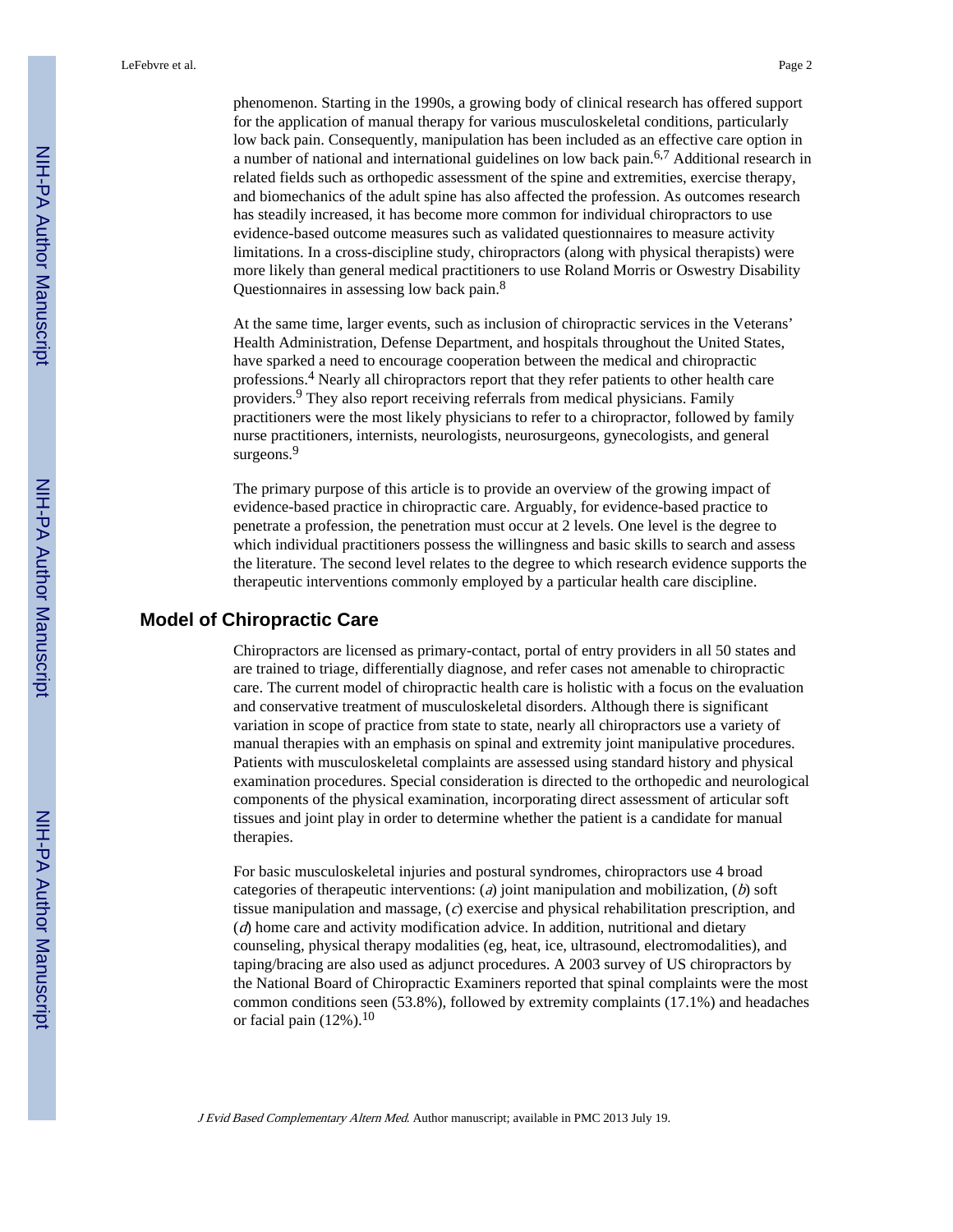phenomenon. Starting in the 1990s, a growing body of clinical research has offered support for the application of manual therapy for various musculoskeletal conditions, particularly low back pain. Consequently, manipulation has been included as an effective care option in a number of national and international guidelines on low back pain.[6,7] Additional research in related fields such as orthopedic assessment of the spine and extremities, exercise therapy, and biomechanics of the adult spine has also affected the profession. As outcomes research has steadily increased, it has become more common for individual chiropractors to use evidence-based outcome measures such as validated questionnaires to measure activity limitations. In a cross-discipline study, chiropractors (along with physical therapists) were more likely than general medical practitioners to use Roland Morris or Oswestry Disability Questionnaires in assessing low back pain.[8]

At the same time, larger events, such as inclusion of chiropractic services in the Veterans' Health Administration, Defense Department, and hospitals throughout the United States, have sparked a need to encourage cooperation between the medical and chiropractic professions.[4] Nearly all chiropractors report that they refer patients to other health care providers.[9] They also report receiving referrals from medical physicians. Family practitioners were the most likely physicians to refer to a chiropractor, followed by family nurse practitioners, internists, neurologists, neurosurgeons, gynecologists, and general surgeons.[9]

The primary purpose of this article is to provide an overview of the growing impact of evidence-based practice in chiropractic care. Arguably, for evidence-based practice to penetrate a profession, the penetration must occur at 2 levels. One level is the degree to which individual practitioners possess the willingness and basic skills to search and assess the literature. The second level relates to the degree to which research evidence supports the therapeutic interventions commonly employed by a particular health care discipline.

## Model of Chiropractic Care

Chiropractors are licensed as primary-contact, portal of entry providers in all 50 states and are trained to triage, differentially diagnose, and refer cases not amenable to chiropractic care. The current model of chiropractic health care is holistic with a focus on the evaluation and conservative treatment of musculoskeletal disorders. Although there is significant variation in scope of practice from state to state, nearly all chiropractors use a variety of manual therapies with an emphasis on spinal and extremity joint manipulative procedures. Patients with musculoskeletal complaints are assessed using standard history and physical examination procedures. Special consideration is directed to the orthopedic and neurological components of the physical examination, incorporating direct assessment of articular soft tissues and joint play in order to determine whether the patient is a candidate for manual therapies.

For basic musculoskeletal injuries and postural syndromes, chiropractors use 4 broad categories of therapeutic interventions: (*a*) joint manipulation and mobilization, (*b*) soft tissue manipulation and massage, (*c*) exercise and physical rehabilitation prescription, and (*d*) home care and activity modification advice. In addition, nutritional and dietary counseling, physical therapy modalities (eg, heat, ice, ultrasound, electromodalities), and taping/bracing are also used as adjunct procedures. A 2003 survey of US chiropractors by the National Board of Chiropractic Examiners reported that spinal complaints were the most common conditions seen (53.8%), followed by extremity complaints (17.1%) and headaches or facial pain (12%).[10]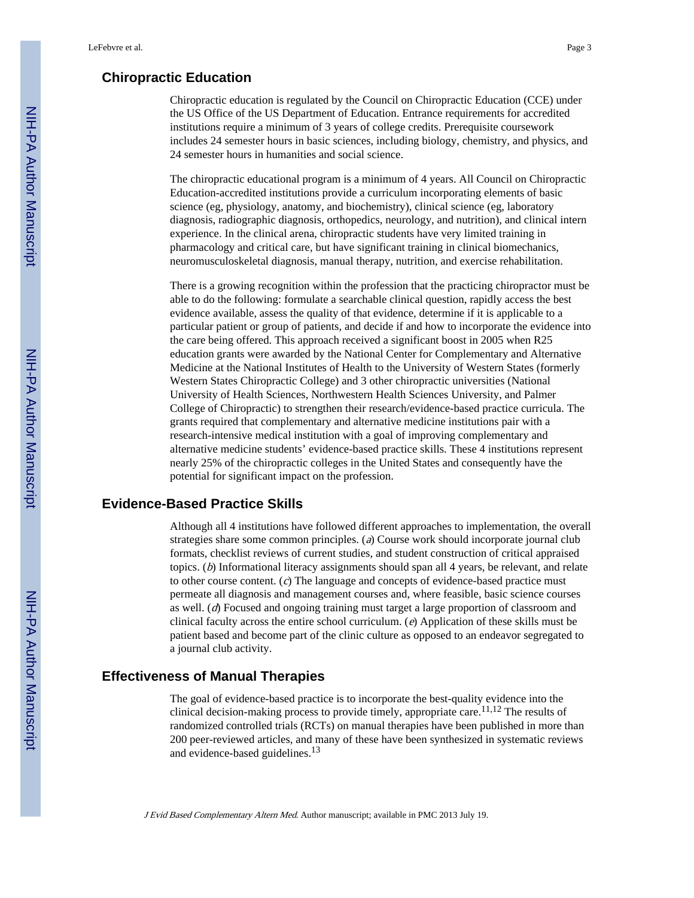## Chiropractic Education

Chiropractic education is regulated by the Council on Chiropractic Education (CCE) under the US Office of the US Department of Education. Entrance requirements for accredited institutions require a minimum of 3 years of college credits. Prerequisite coursework includes 24 semester hours in basic sciences, including biology, chemistry, and physics, and 24 semester hours in humanities and social science.

The chiropractic educational program is a minimum of 4 years. All Council on Chiropractic Education-accredited institutions provide a curriculum incorporating elements of basic science (eg, physiology, anatomy, and biochemistry), clinical science (eg, laboratory diagnosis, radiographic diagnosis, orthopedics, neurology, and nutrition), and clinical intern experience. In the clinical arena, chiropractic students have very limited training in pharmacology and critical care, but have significant training in clinical biomechanics, neuromusculoskeletal diagnosis, manual therapy, nutrition, and exercise rehabilitation.

There is a growing recognition within the profession that the practicing chiropractor must be able to do the following: formulate a searchable clinical question, rapidly access the best evidence available, assess the quality of that evidence, determine if it is applicable to a particular patient or group of patients, and decide if and how to incorporate the evidence into the care being offered. This approach received a significant boost in 2005 when R25 education grants were awarded by the National Center for Complementary and Alternative Medicine at the National Institutes of Health to the University of Western States (formerly Western States Chiropractic College) and 3 other chiropractic universities (National University of Health Sciences, Northwestern Health Sciences University, and Palmer College of Chiropractic) to strengthen their research/evidence-based practice curricula. The grants required that complementary and alternative medicine institutions pair with a research-intensive medical institution with a goal of improving complementary and alternative medicine students' evidence-based practice skills. These 4 institutions represent nearly 25% of the chiropractic colleges in the United States and consequently have the potential for significant impact on the profession.

## Evidence-Based Practice Skills

Although all 4 institutions have followed different approaches to implementation, the overall strategies share some common principles. (*a*) Course work should incorporate journal club formats, checklist reviews of current studies, and student construction of critical appraised topics. (*b*) Informational literacy assignments should span all 4 years, be relevant, and relate to other course content. (*c*) The language and concepts of evidence-based practice must permeate all diagnosis and management courses and, where feasible, basic science courses as well. (*d*) Focused and ongoing training must target a large proportion of classroom and clinical faculty across the entire school curriculum. (*e*) Application of these skills must be patient based and become part of the clinic culture as opposed to an endeavor segregated to a journal club activity.

## Effectiveness of Manual Therapies

The goal of evidence-based practice is to incorporate the best-quality evidence into the clinical decision-making process to provide timely, appropriate care.[11,12] The results of randomized controlled trials (RCTs) on manual therapies have been published in more than 200 peer-reviewed articles, and many of these have been synthesized in systematic reviews and evidence-based guidelines.[13]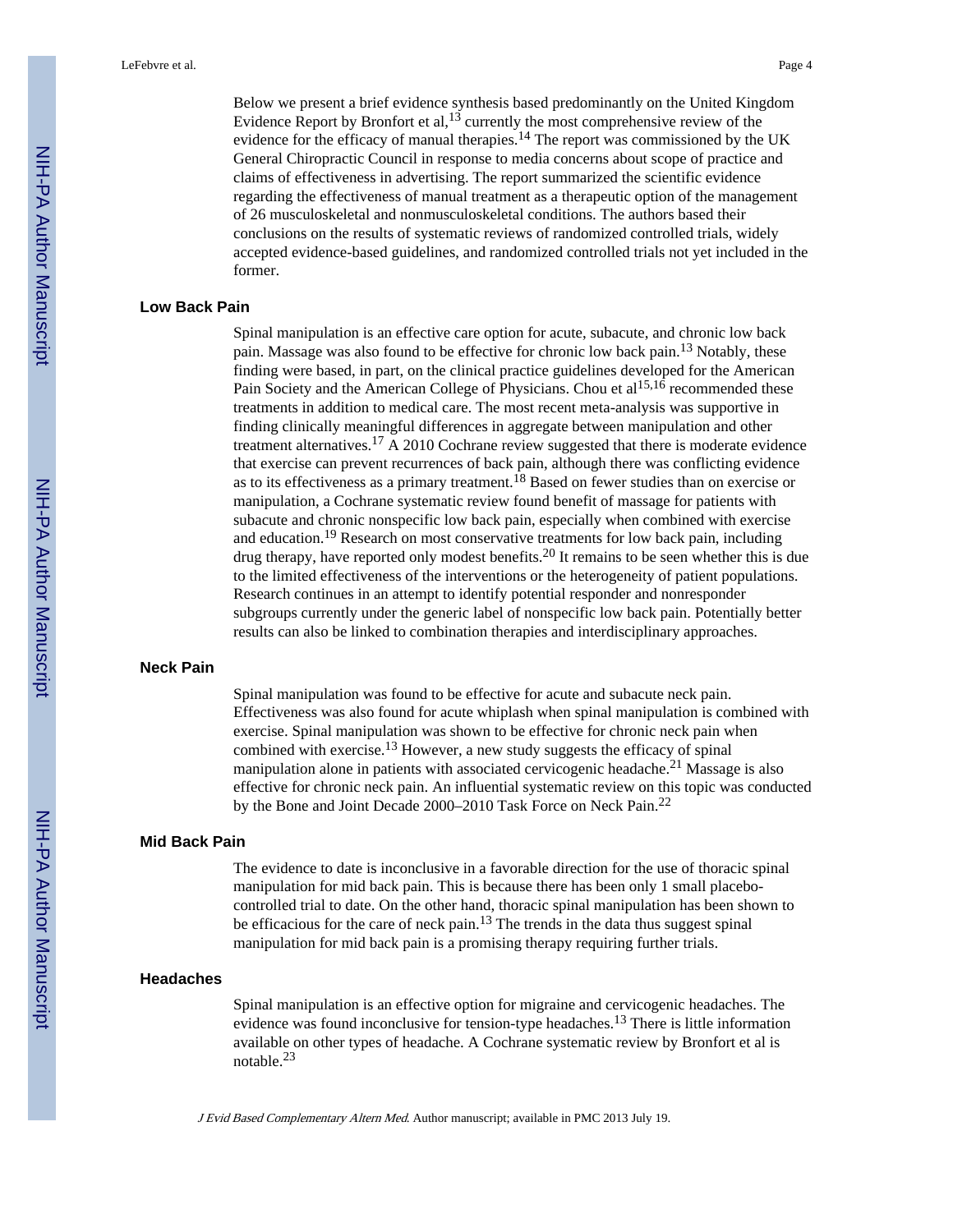Below we present a brief evidence synthesis based predominantly on the United Kingdom Evidence Report by Bronfort et al,[13] currently the most comprehensive review of the evidence for the efficacy of manual therapies.[14] The report was commissioned by the UK General Chiropractic Council in response to media concerns about scope of practice and claims of effectiveness in advertising. The report summarized the scientific evidence regarding the effectiveness of manual treatment as a therapeutic option of the management of 26 musculoskeletal and nonmusculoskeletal conditions. The authors based their conclusions on the results of systematic reviews of randomized controlled trials, widely accepted evidence-based guidelines, and randomized controlled trials not yet included in the former.

## Low Back Pain

Spinal manipulation is an effective care option for acute, subacute, and chronic low back pain. Massage was also found to be effective for chronic low back pain.[13] Notably, these finding were based, in part, on the clinical practice guidelines developed for the American Pain Society and the American College of Physicians. Chou et al[15,16] recommended these treatments in addition to medical care. The most recent meta-analysis was supportive in finding clinically meaningful differences in aggregate between manipulation and other treatment alternatives.[17] A 2010 Cochrane review suggested that there is moderate evidence that exercise can prevent recurrences of back pain, although there was conflicting evidence as to its effectiveness as a primary treatment.[18] Based on fewer studies than on exercise or manipulation, a Cochrane systematic review found benefit of massage for patients with subacute and chronic nonspecific low back pain, especially when combined with exercise and education.[19] Research on most conservative treatments for low back pain, including drug therapy, have reported only modest benefits.[20] It remains to be seen whether this is due to the limited effectiveness of the interventions or the heterogeneity of patient populations. Research continues in an attempt to identify potential responder and nonresponder subgroups currently under the generic label of nonspecific low back pain. Potentially better results can also be linked to combination therapies and interdisciplinary approaches.

## Neck Pain

Spinal manipulation was found to be effective for acute and subacute neck pain. Effectiveness was also found for acute whiplash when spinal manipulation is combined with exercise. Spinal manipulation was shown to be effective for chronic neck pain when combined with exercise.[13] However, a new study suggests the efficacy of spinal manipulation alone in patients with associated cervicogenic headache.[21] Massage is also effective for chronic neck pain. An influential systematic review on this topic was conducted by the Bone and Joint Decade 2000–2010 Task Force on Neck Pain.[22]

## Mid Back Pain

The evidence to date is inconclusive in a favorable direction for the use of thoracic spinal manipulation for mid back pain. This is because there has been only 1 small placebo-controlled trial to date. On the other hand, thoracic spinal manipulation has been shown to be efficacious for the care of neck pain.[13] The trends in the data thus suggest spinal manipulation for mid back pain is a promising therapy requiring further trials.

## Headaches

Spinal manipulation is an effective option for migraine and cervicogenic headaches. The evidence was found inconclusive for tension-type headaches.[13] There is little information available on other types of headache. A Cochrane systematic review by Bronfort et al is notable.[23]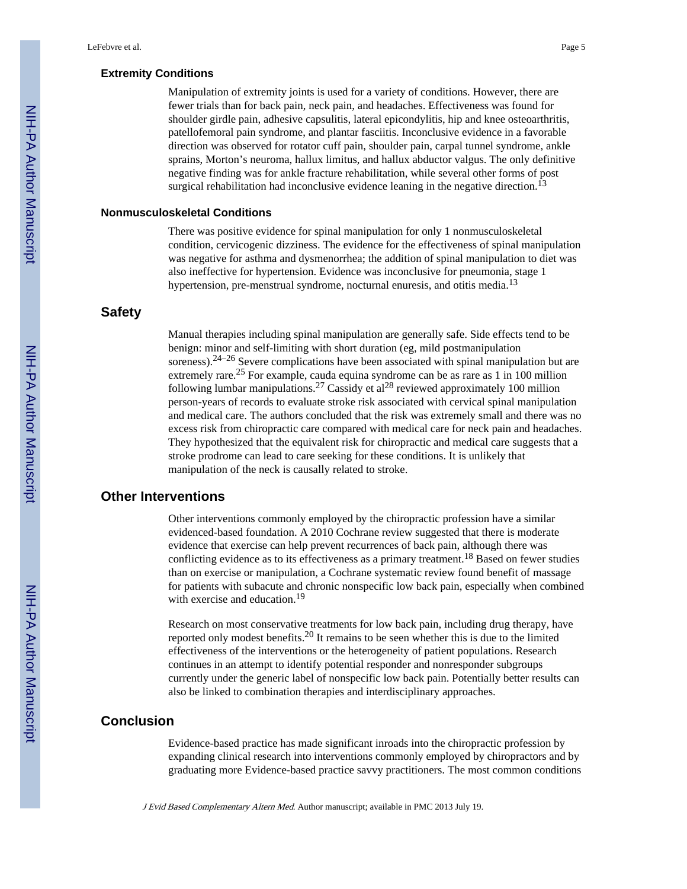### Extremity Conditions

Manipulation of extremity joints is used for a variety of conditions. However, there are fewer trials than for back pain, neck pain, and headaches. Effectiveness was found for shoulder girdle pain, adhesive capsulitis, lateral epicondylitis, hip and knee osteoarthritis, patellofemoral pain syndrome, and plantar fasciitis. Inconclusive evidence in a favorable direction was observed for rotator cuff pain, shoulder pain, carpal tunnel syndrome, ankle sprains, Morton's neuroma, hallux limitus, and hallux abductor valgus. The only definitive negative finding was for ankle fracture rehabilitation, while several other forms of post surgical rehabilitation had inconclusive evidence leaning in the negative direction.[13]

### Nonmusculoskeletal Conditions

There was positive evidence for spinal manipulation for only 1 nonmusculoskeletal condition, cervicogenic dizziness. The evidence for the effectiveness of spinal manipulation was negative for asthma and dysmenorrhea; the addition of spinal manipulation to diet was also ineffective for hypertension. Evidence was inconclusive for pneumonia, stage 1 hypertension, pre-menstrual syndrome, nocturnal enuresis, and otitis media.[13]

## Safety

Manual therapies including spinal manipulation are generally safe. Side effects tend to be benign: minor and self-limiting with short duration (eg, mild postmanipulation soreness).[24–26] Severe complications have been associated with spinal manipulation but are extremely rare.[25] For example, cauda equina syndrome can be as rare as 1 in 100 million following lumbar manipulations.[27] Cassidy et al[28] reviewed approximately 100 million person-years of records to evaluate stroke risk associated with cervical spinal manipulation and medical care. The authors concluded that the risk was extremely small and there was no excess risk from chiropractic care compared with medical care for neck pain and headaches. They hypothesized that the equivalent risk for chiropractic and medical care suggests that a stroke prodrome can lead to care seeking for these conditions. It is unlikely that manipulation of the neck is causally related to stroke.

## Other Interventions

Other interventions commonly employed by the chiropractic profession have a similar evidenced-based foundation. A 2010 Cochrane review suggested that there is moderate evidence that exercise can help prevent recurrences of back pain, although there was conflicting evidence as to its effectiveness as a primary treatment.[18] Based on fewer studies than on exercise or manipulation, a Cochrane systematic review found benefit of massage for patients with subacute and chronic nonspecific low back pain, especially when combined with exercise and education.[19]

Research on most conservative treatments for low back pain, including drug therapy, have reported only modest benefits.[20] It remains to be seen whether this is due to the limited effectiveness of the interventions or the heterogeneity of patient populations. Research continues in an attempt to identify potential responder and nonresponder subgroups currently under the generic label of nonspecific low back pain. Potentially better results can also be linked to combination therapies and interdisciplinary approaches.

## Conclusion

Evidence-based practice has made significant inroads into the chiropractic profession by expanding clinical research into interventions commonly employed by chiropractors and by graduating more Evidence-based practice savvy practitioners. The most common conditions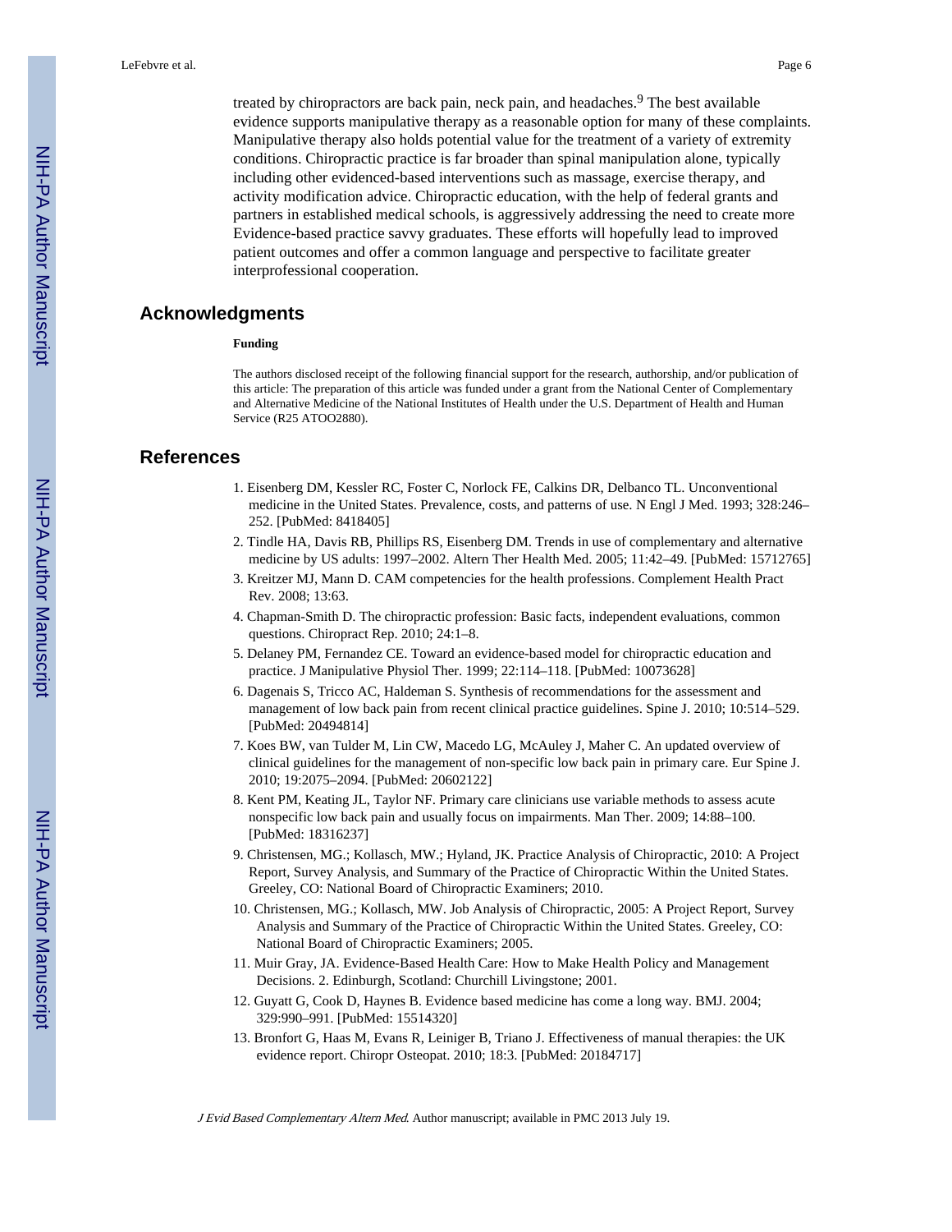treated by chiropractors are back pain, neck pain, and headaches.[9] The best available evidence supports manipulative therapy as a reasonable option for many of these complaints. Manipulative therapy also holds potential value for the treatment of a variety of extremity conditions. Chiropractic practice is far broader than spinal manipulation alone, typically including other evidenced-based interventions such as massage, exercise therapy, and activity modification advice. Chiropractic education, with the help of federal grants and partners in established medical schools, is aggressively addressing the need to create more Evidence-based practice savvy graduates. These efforts will hopefully lead to improved patient outcomes and offer a common language and perspective to facilitate greater interprofessional cooperation.

## Acknowledgments

**Funding**

The authors disclosed receipt of the following financial support for the research, authorship, and/or publication of this article: The preparation of this article was funded under a grant from the National Center of Complementary and Alternative Medicine of the National Institutes of Health under the U.S. Department of Health and Human Service (R25 ATOO2880).

## References

1. Eisenberg DM, Kessler RC, Foster C, Norlock FE, Calkins DR, Delbanco TL. Unconventional medicine in the United States. Prevalence, costs, and patterns of use. N Engl J Med. 1993; 328:246–252. [PubMed: 8418405]
2. Tindle HA, Davis RB, Phillips RS, Eisenberg DM. Trends in use of complementary and alternative medicine by US adults: 1997–2002. Altern Ther Health Med. 2005; 11:42–49. [PubMed: 15712765]
3. Kreitzer MJ, Mann D. CAM competencies for the health professions. Complement Health Pract Rev. 2008; 13:63.
4. Chapman-Smith D. The chiropractic profession: Basic facts, independent evaluations, common questions. Chiropract Rep. 2010; 24:1–8.
5. Delaney PM, Fernandez CE. Toward an evidence-based model for chiropractic education and practice. J Manipulative Physiol Ther. 1999; 22:114–118. [PubMed: 10073628]
6. Dagenais S, Tricco AC, Haldeman S. Synthesis of recommendations for the assessment and management of low back pain from recent clinical practice guidelines. Spine J. 2010; 10:514–529. [PubMed: 20494814]
7. Koes BW, van Tulder M, Lin CW, Macedo LG, McAuley J, Maher C. An updated overview of clinical guidelines for the management of non-specific low back pain in primary care. Eur Spine J. 2010; 19:2075–2094. [PubMed: 20602122]
8. Kent PM, Keating JL, Taylor NF. Primary care clinicians use variable methods to assess acute nonspecific low back pain and usually focus on impairments. Man Ther. 2009; 14:88–100. [PubMed: 18316237]
9. Christensen, MG.; Kollasch, MW.; Hyland, JK. Practice Analysis of Chiropractic, 2010: A Project Report, Survey Analysis, and Summary of the Practice of Chiropractic Within the United States. Greeley, CO: National Board of Chiropractic Examiners; 2010.
10. Christensen, MG.; Kollasch, MW. Job Analysis of Chiropractic, 2005: A Project Report, Survey Analysis and Summary of the Practice of Chiropractic Within the United States. Greeley, CO: National Board of Chiropractic Examiners; 2005.
11. Muir Gray, JA. Evidence-Based Health Care: How to Make Health Policy and Management Decisions. 2. Edinburgh, Scotland: Churchill Livingstone; 2001.
12. Guyatt G, Cook D, Haynes B. Evidence based medicine has come a long way. BMJ. 2004; 329:990–991. [PubMed: 15514320]
13. Bronfort G, Haas M, Evans R, Leiniger B, Triano J. Effectiveness of manual therapies: the UK evidence report. Chiropr Osteopat. 2010; 18:3. [PubMed: 20184717]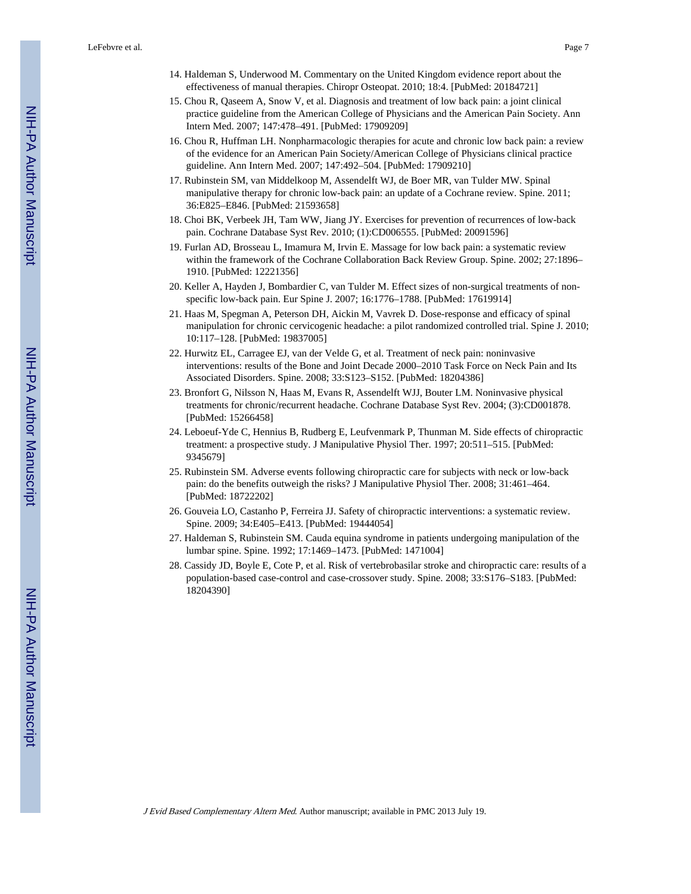14. Haldeman S, Underwood M. Commentary on the United Kingdom evidence report about the effectiveness of manual therapies. Chiropr Osteopat. 2010; 18:4. [PubMed: 20184721]
15. Chou R, Qaseem A, Snow V, et al. Diagnosis and treatment of low back pain: a joint clinical practice guideline from the American College of Physicians and the American Pain Society. Ann Intern Med. 2007; 147:478–491. [PubMed: 17909209]
16. Chou R, Huffman LH. Nonpharmacologic therapies for acute and chronic low back pain: a review of the evidence for an American Pain Society/American College of Physicians clinical practice guideline. Ann Intern Med. 2007; 147:492–504. [PubMed: 17909210]
17. Rubinstein SM, van Middelkoop M, Assendelft WJ, de Boer MR, van Tulder MW. Spinal manipulative therapy for chronic low-back pain: an update of a Cochrane review. Spine. 2011; 36:E825–E846. [PubMed: 21593658]
18. Choi BK, Verbeek JH, Tam WW, Jiang JY. Exercises for prevention of recurrences of low-back pain. Cochrane Database Syst Rev. 2010; (1):CD006555. [PubMed: 20091596]
19. Furlan AD, Brosseau L, Imamura M, Irvin E. Massage for low back pain: a systematic review within the framework of the Cochrane Collaboration Back Review Group. Spine. 2002; 27:1896–1910. [PubMed: 12221356]
20. Keller A, Hayden J, Bombardier C, van Tulder M. Effect sizes of non-surgical treatments of non-specific low-back pain. Eur Spine J. 2007; 16:1776–1788. [PubMed: 17619914]
21. Haas M, Spegman A, Peterson DH, Aickin M, Vavrek D. Dose-response and efficacy of spinal manipulation for chronic cervicogenic headache: a pilot randomized controlled trial. Spine J. 2010; 10:117–128. [PubMed: 19837005]
22. Hurwitz EL, Carragee EJ, van der Velde G, et al. Treatment of neck pain: noninvasive interventions: results of the Bone and Joint Decade 2000–2010 Task Force on Neck Pain and Its Associated Disorders. Spine. 2008; 33:S123–S152. [PubMed: 18204386]
23. Bronfort G, Nilsson N, Haas M, Evans R, Assendelft WJJ, Bouter LM. Noninvasive physical treatments for chronic/recurrent headache. Cochrane Database Syst Rev. 2004; (3):CD001878. [PubMed: 15266458]
24. Leboeuf-Yde C, Hennius B, Rudberg E, Leufvenmark P, Thunman M. Side effects of chiropractic treatment: a prospective study. J Manipulative Physiol Ther. 1997; 20:511–515. [PubMed: 9345679]
25. Rubinstein SM. Adverse events following chiropractic care for subjects with neck or low-back pain: do the benefits outweigh the risks? J Manipulative Physiol Ther. 2008; 31:461–464. [PubMed: 18722202]
26. Gouveia LO, Castanho P, Ferreira JJ. Safety of chiropractic interventions: a systematic review. Spine. 2009; 34:E405–E413. [PubMed: 19444054]
27. Haldeman S, Rubinstein SM. Cauda equina syndrome in patients undergoing manipulation of the lumbar spine. Spine. 1992; 17:1469–1473. [PubMed: 1471004]
28. Cassidy JD, Boyle E, Cote P, et al. Risk of vertebrobasilar stroke and chiropractic care: results of a population-based case-control and case-crossover study. Spine. 2008; 33:S176–S183. [PubMed: 18204390]